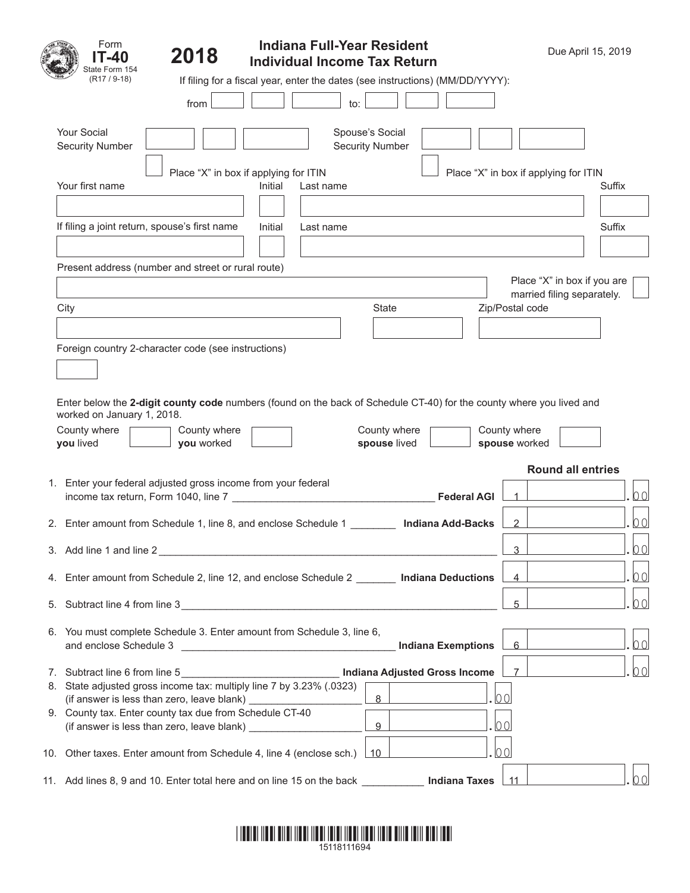Form **IT-40**
State Form 154
(R17 / 9-18)

# 2018

## Indiana Full-Year Resident Individual Income Tax Return

Due April 15, 2019

If filing for a fiscal year, enter the dates (see instructions) (MM/DD/YYYY):

from ______ to: ______

Your Social Security Number ______ Spouse's Social Security Number ______

☐ Place "X" in box if applying for ITIN ☐ Place "X" in box if applying for ITIN

Your first name | Initial | Last name | Suffix

If filing a joint return, spouse's first name | Initial | Last name | Suffix

Present address (number and street or rural route)

Place "X" in box if you are married filing separately. ☐

City | State | Zip/Postal code

Foreign country 2-character code (see instructions)

Enter below the **2-digit county code** numbers (found on the back of Schedule CT-40) for the county where you lived and worked on January 1, 2018.

County where **you** lived ______ County where **you** worked ______ County where **spouse** lived ______ County where **spouse** worked ______

**Round all entries**

1. Enter your federal adjusted gross income from your federal income tax return, Form 1040, line 7 ______ **Federal AGI** | 1 | .00
2. Enter amount from Schedule 1, line 8, and enclose Schedule 1 ______ **Indiana Add-Backs** | 2 | .00
3. Add line 1 and line 2 ______ | 3 | .00
4. Enter amount from Schedule 2, line 12, and enclose Schedule 2 ______ **Indiana Deductions** | 4 | .00
5. Subtract line 4 from line 3 ______ | 5 | .00
6. You must complete Schedule 3. Enter amount from Schedule 3, line 6, and enclose Schedule 3 ______ **Indiana Exemptions** | 6 | .00
7. Subtract line 6 from line 5 ______ **Indiana Adjusted Gross Income** | 7 | .00
8. State adjusted gross income tax: multiply line 7 by 3.23% (.0323) (if answer is less than zero, leave blank) ______ | 8 | .00
9. County tax. Enter county tax due from Schedule CT-40 (if answer is less than zero, leave blank) ______ | 9 | .00
10. Other taxes. Enter amount from Schedule 4, line 4 (enclose sch.) | 10 | .00
11. Add lines 8, 9 and 10. Enter total here and on line 15 on the back ______ **Indiana Taxes** | 11 | .00

15118111694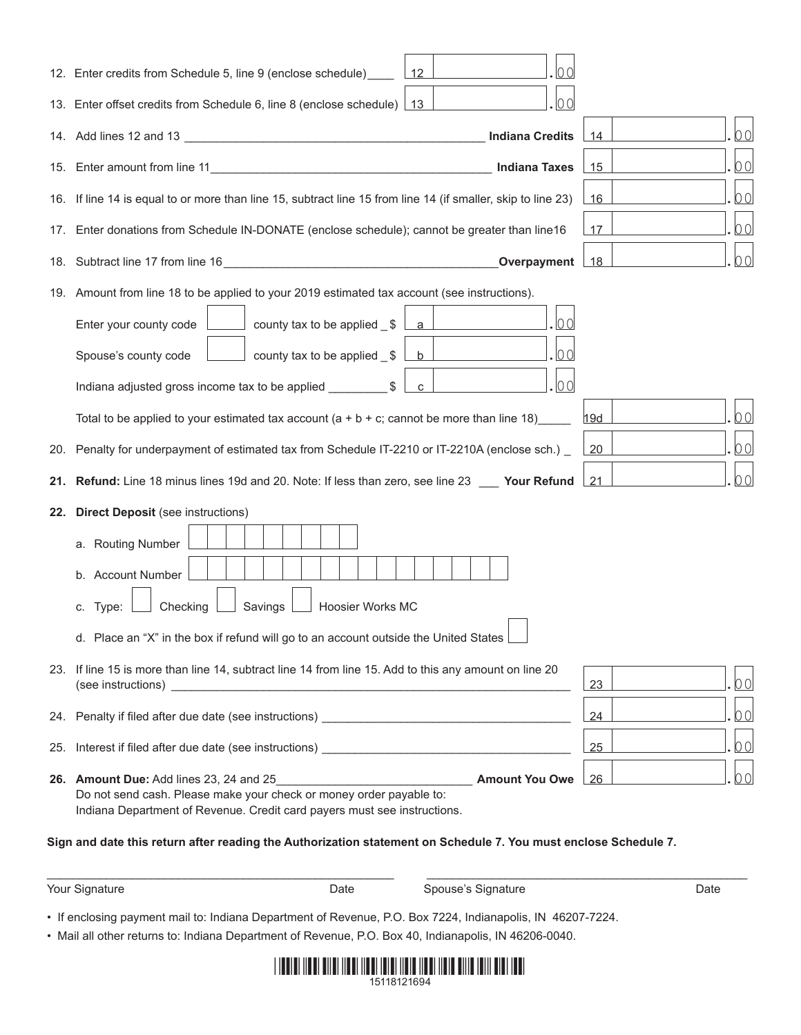12. Enter credits from Schedule 5, line 9 (enclose schedule) | 12 | .00

13. Enter offset credits from Schedule 6, line 8 (enclose schedule) | 13 | .00

14. Add lines 12 and 13 **Indiana Credits** | 14 | .00

15. Enter amount from line 11 **Indiana Taxes** | 15 | .00

16. If line 14 is equal to or more than line 15, subtract line 15 from line 14 (if smaller, skip to line 23) | 16 | .00

17. Enter donations from Schedule IN-DONATE (enclose schedule); cannot be greater than line16 | 17 | .00

18. Subtract line 17 from line 16 **Overpayment** | 18 | .00

19. Amount from line 18 to be applied to your 2019 estimated tax account (see instructions).

   Enter your county code [ ] county tax to be applied $ | a | .00

   Spouse's county code [ ] county tax to be applied $ | b | .00

   Indiana adjusted gross income tax to be applied $ | c | .00

   Total to be applied to your estimated tax account (a + b + c; cannot be more than line 18) | 19d | .00

20. Penalty for underpayment of estimated tax from Schedule IT-2210 or IT-2210A (enclose sch.) | 20 | .00

**21. Refund:** Line 18 minus lines 19d and 20. Note: If less than zero, see line 23 **Your Refund** | 21 | .00

**22. Direct Deposit** (see instructions)

   a. Routing Number [ ]

   b. Account Number [ ]

   c. Type: [ ] Checking [ ] Savings [ ] Hoosier Works MC

   d. Place an "X" in the box if refund will go to an account outside the United States [ ]

23. If line 15 is more than line 14, subtract line 14 from line 15. Add to this any amount on line 20 (see instructions) | 23 | .00

24. Penalty if filed after due date (see instructions) | 24 | .00

25. Interest if filed after due date (see instructions) | 25 | .00

**26. Amount Due:** Add lines 23, 24 and 25 **Amount You Owe** | 26 | .00

Do not send cash. Please make your check or money order payable to: Indiana Department of Revenue. Credit card payers must see instructions.

**Sign and date this return after reading the Authorization statement on Schedule 7. You must enclose Schedule 7.**

Your Signature ____________ Date ________ Spouse's Signature ____________ Date ________

- If enclosing payment mail to: Indiana Department of Revenue, P.O. Box 7224, Indianapolis, IN 46207-7224.
- Mail all other returns to: Indiana Department of Revenue, P.O. Box 40, Indianapolis, IN 46206-0040.

15118121694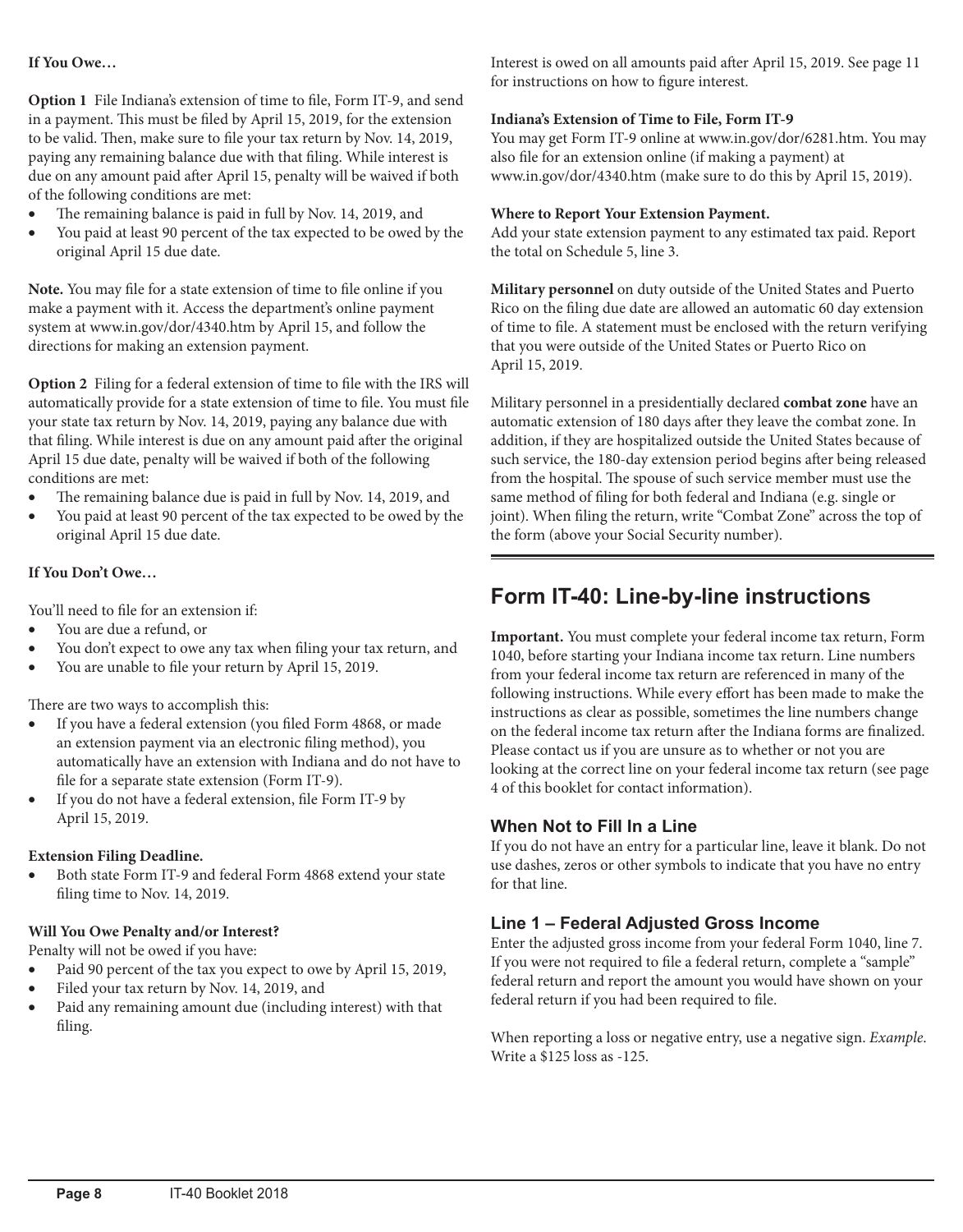**If You Owe…**

**Option 1** File Indiana's extension of time to file, Form IT-9, and send in a payment. This must be filed by April 15, 2019, for the extension to be valid. Then, make sure to file your tax return by Nov. 14, 2019, paying any remaining balance due with that filing. While interest is due on any amount paid after April 15, penalty will be waived if both of the following conditions are met:

- The remaining balance is paid in full by Nov. 14, 2019, and
- You paid at least 90 percent of the tax expected to be owed by the original April 15 due date.

**Note.** You may file for a state extension of time to file online if you make a payment with it. Access the department's online payment system at www.in.gov/dor/4340.htm by April 15, and follow the directions for making an extension payment.

**Option 2** Filing for a federal extension of time to file with the IRS will automatically provide for a state extension of time to file. You must file your state tax return by Nov. 14, 2019, paying any balance due with that filing. While interest is due on any amount paid after the original April 15 due date, penalty will be waived if both of the following conditions are met:

- The remaining balance due is paid in full by Nov. 14, 2019, and
- You paid at least 90 percent of the tax expected to be owed by the original April 15 due date.

**If You Don't Owe…**

You'll need to file for an extension if:

- You are due a refund, or
- You don't expect to owe any tax when filing your tax return, and
- You are unable to file your return by April 15, 2019.

There are two ways to accomplish this:

- If you have a federal extension (you filed Form 4868, or made an extension payment via an electronic filing method), you automatically have an extension with Indiana and do not have to file for a separate state extension (Form IT-9).
- If you do not have a federal extension, file Form IT-9 by April 15, 2019.

**Extension Filing Deadline.**

- Both state Form IT-9 and federal Form 4868 extend your state filing time to Nov. 14, 2019.

**Will You Owe Penalty and/or Interest?**

Penalty will not be owed if you have:

- Paid 90 percent of the tax you expect to owe by April 15, 2019,
- Filed your tax return by Nov. 14, 2019, and
- Paid any remaining amount due (including interest) with that filing.

Interest is owed on all amounts paid after April 15, 2019. See page 11 for instructions on how to figure interest.

**Indiana's Extension of Time to File, Form IT-9**

You may get Form IT-9 online at www.in.gov/dor/6281.htm. You may also file for an extension online (if making a payment) at www.in.gov/dor/4340.htm (make sure to do this by April 15, 2019).

**Where to Report Your Extension Payment.**

Add your state extension payment to any estimated tax paid. Report the total on Schedule 5, line 3.

**Military personnel** on duty outside of the United States and Puerto Rico on the filing due date are allowed an automatic 60 day extension of time to file. A statement must be enclosed with the return verifying that you were outside of the United States or Puerto Rico on April 15, 2019.

Military personnel in a presidentially declared **combat zone** have an automatic extension of 180 days after they leave the combat zone. In addition, if they are hospitalized outside the United States because of such service, the 180-day extension period begins after being released from the hospital. The spouse of such service member must use the same method of filing for both federal and Indiana (e.g. single or joint). When filing the return, write "Combat Zone" across the top of the form (above your Social Security number).

# Form IT-40: Line-by-line instructions

**Important.** You must complete your federal income tax return, Form 1040, before starting your Indiana income tax return. Line numbers from your federal income tax return are referenced in many of the following instructions. While every effort has been made to make the instructions as clear as possible, sometimes the line numbers change on the federal income tax return after the Indiana forms are finalized. Please contact us if you are unsure as to whether or not you are looking at the correct line on your federal income tax return (see page 4 of this booklet for contact information).

## When Not to Fill In a Line

If you do not have an entry for a particular line, leave it blank. Do not use dashes, zeros or other symbols to indicate that you have no entry for that line.

## Line 1 – Federal Adjusted Gross Income

Enter the adjusted gross income from your federal Form 1040, line 7. If you were not required to file a federal return, complete a "sample" federal return and report the amount you would have shown on your federal return if you had been required to file.

When reporting a loss or negative entry, use a negative sign. *Example*. Write a $125 loss as -125.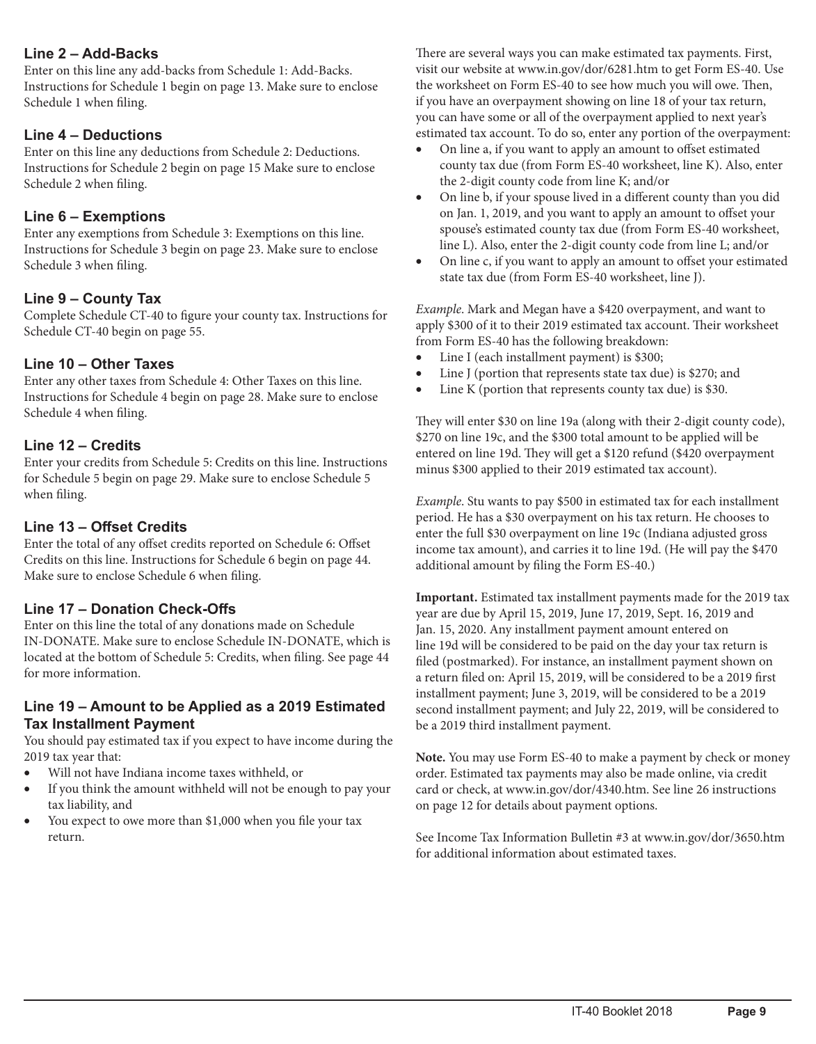### Line 2 – Add-Backs

Enter on this line any add-backs from Schedule 1: Add-Backs. Instructions for Schedule 1 begin on page 13. Make sure to enclose Schedule 1 when filing.

### Line 4 – Deductions

Enter on this line any deductions from Schedule 2: Deductions. Instructions for Schedule 2 begin on page 15 Make sure to enclose Schedule 2 when filing.

### Line 6 – Exemptions

Enter any exemptions from Schedule 3: Exemptions on this line. Instructions for Schedule 3 begin on page 23. Make sure to enclose Schedule 3 when filing.

### Line 9 – County Tax

Complete Schedule CT-40 to figure your county tax. Instructions for Schedule CT-40 begin on page 55.

### Line 10 – Other Taxes

Enter any other taxes from Schedule 4: Other Taxes on this line. Instructions for Schedule 4 begin on page 28. Make sure to enclose Schedule 4 when filing.

### Line 12 – Credits

Enter your credits from Schedule 5: Credits on this line. Instructions for Schedule 5 begin on page 29. Make sure to enclose Schedule 5 when filing.

### Line 13 – Offset Credits

Enter the total of any offset credits reported on Schedule 6: Offset Credits on this line. Instructions for Schedule 6 begin on page 44. Make sure to enclose Schedule 6 when filing.

### Line 17 – Donation Check-Offs

Enter on this line the total of any donations made on Schedule IN-DONATE. Make sure to enclose Schedule IN-DONATE, which is located at the bottom of Schedule 5: Credits, when filing. See page 44 for more information.

### Line 19 – Amount to be Applied as a 2019 Estimated Tax Installment Payment

You should pay estimated tax if you expect to have income during the 2019 tax year that:

- Will not have Indiana income taxes withheld, or
- If you think the amount withheld will not be enough to pay your tax liability, and
- You expect to owe more than $1,000 when you file your tax return.

There are several ways you can make estimated tax payments. First, visit our website at www.in.gov/dor/6281.htm to get Form ES-40. Use the worksheet on Form ES-40 to see how much you will owe. Then, if you have an overpayment showing on line 18 of your tax return, you can have some or all of the overpayment applied to next year's estimated tax account. To do so, enter any portion of the overpayment:

- On line a, if you want to apply an amount to offset estimated county tax due (from Form ES-40 worksheet, line K). Also, enter the 2-digit county code from line K; and/or
- On line b, if your spouse lived in a different county than you did on Jan. 1, 2019, and you want to apply an amount to offset your spouse's estimated county tax due (from Form ES-40 worksheet, line L). Also, enter the 2-digit county code from line L; and/or
- On line c, if you want to apply an amount to offset your estimated state tax due (from Form ES-40 worksheet, line J).

*Example*. Mark and Megan have a $420 overpayment, and want to apply $300 of it to their 2019 estimated tax account. Their worksheet from Form ES-40 has the following breakdown:

- Line I (each installment payment) is $300;
- Line J (portion that represents state tax due) is $270; and
- Line K (portion that represents county tax due) is $30.

They will enter $30 on line 19a (along with their 2-digit county code), $270 on line 19c, and the $300 total amount to be applied will be entered on line 19d. They will get a $120 refund ($420 overpayment minus $300 applied to their 2019 estimated tax account).

*Example*. Stu wants to pay $500 in estimated tax for each installment period. He has a $30 overpayment on his tax return. He chooses to enter the full $30 overpayment on line 19c (Indiana adjusted gross income tax amount), and carries it to line 19d. (He will pay the $470 additional amount by filing the Form ES-40.)

**Important.** Estimated tax installment payments made for the 2019 tax year are due by April 15, 2019, June 17, 2019, Sept. 16, 2019 and Jan. 15, 2020. Any installment payment amount entered on line 19d will be considered to be paid on the day your tax return is filed (postmarked). For instance, an installment payment shown on a return filed on: April 15, 2019, will be considered to be a 2019 first installment payment; June 3, 2019, will be considered to be a 2019 second installment payment; and July 22, 2019, will be considered to be a 2019 third installment payment.

**Note.** You may use Form ES-40 to make a payment by check or money order. Estimated tax payments may also be made online, via credit card or check, at www.in.gov/dor/4340.htm. See line 26 instructions on page 12 for details about payment options.

See Income Tax Information Bulletin #3 at www.in.gov/dor/3650.htm for additional information about estimated taxes.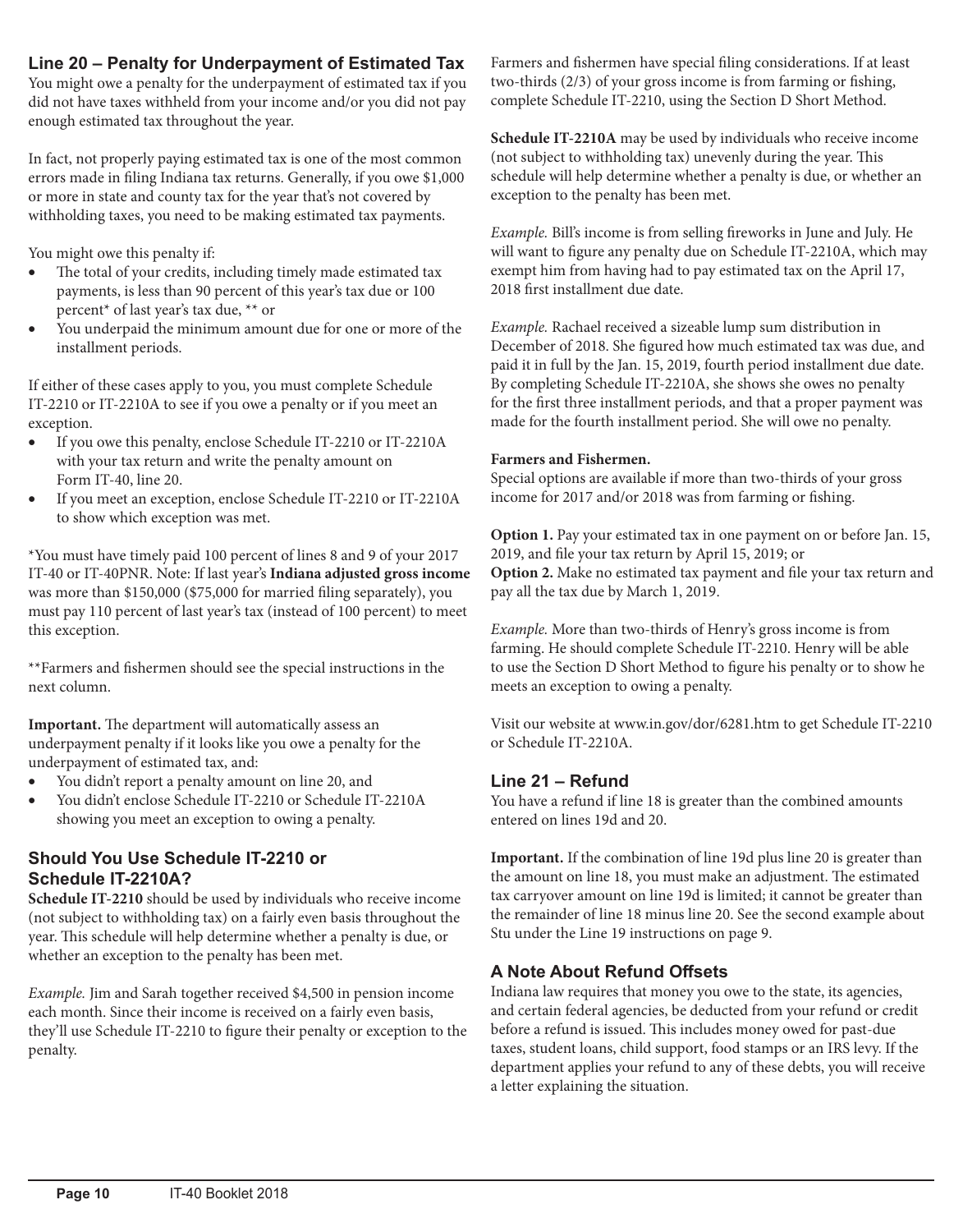## Line 20 – Penalty for Underpayment of Estimated Tax

You might owe a penalty for the underpayment of estimated tax if you did not have taxes withheld from your income and/or you did not pay enough estimated tax throughout the year.

In fact, not properly paying estimated tax is one of the most common errors made in filing Indiana tax returns. Generally, if you owe $1,000 or more in state and county tax for the year that's not covered by withholding taxes, you need to be making estimated tax payments.

You might owe this penalty if:

- The total of your credits, including timely made estimated tax payments, is less than 90 percent of this year's tax due or 100 percent* of last year's tax due, ** or
- You underpaid the minimum amount due for one or more of the installment periods.

If either of these cases apply to you, you must complete Schedule IT-2210 or IT-2210A to see if you owe a penalty or if you meet an exception.

- If you owe this penalty, enclose Schedule IT-2210 or IT-2210A with your tax return and write the penalty amount on Form IT-40, line 20.
- If you meet an exception, enclose Schedule IT-2210 or IT-2210A to show which exception was met.

*You must have timely paid 100 percent of lines 8 and 9 of your 2017 IT-40 or IT-40PNR. Note: If last year's **Indiana adjusted gross income** was more than $150,000 ($75,000 for married filing separately), you must pay 110 percent of last year's tax (instead of 100 percent) to meet this exception.

**Farmers and fishermen should see the special instructions in the next column.

**Important.** The department will automatically assess an underpayment penalty if it looks like you owe a penalty for the underpayment of estimated tax, and:

- You didn't report a penalty amount on line 20, and
- You didn't enclose Schedule IT-2210 or Schedule IT-2210A showing you meet an exception to owing a penalty.

### Should You Use Schedule IT-2210 or Schedule IT-2210A?

**Schedule IT-2210** should be used by individuals who receive income (not subject to withholding tax) on a fairly even basis throughout the year. This schedule will help determine whether a penalty is due, or whether an exception to the penalty has been met.

*Example.* Jim and Sarah together received $4,500 in pension income each month. Since their income is received on a fairly even basis, they'll use Schedule IT-2210 to figure their penalty or exception to the penalty.

Farmers and fishermen have special filing considerations. If at least two-thirds (2/3) of your gross income is from farming or fishing, complete Schedule IT-2210, using the Section D Short Method.

**Schedule IT-2210A** may be used by individuals who receive income (not subject to withholding tax) unevenly during the year. This schedule will help determine whether a penalty is due, or whether an exception to the penalty has been met.

*Example.* Bill's income is from selling fireworks in June and July. He will want to figure any penalty due on Schedule IT-2210A, which may exempt him from having had to pay estimated tax on the April 17, 2018 first installment due date.

*Example.* Rachael received a sizeable lump sum distribution in December of 2018. She figured how much estimated tax was due, and paid it in full by the Jan. 15, 2019, fourth period installment due date. By completing Schedule IT-2210A, she shows she owes no penalty for the first three installment periods, and that a proper payment was made for the fourth installment period. She will owe no penalty.

**Farmers and Fishermen.**

Special options are available if more than two-thirds of your gross income for 2017 and/or 2018 was from farming or fishing.

**Option 1.** Pay your estimated tax in one payment on or before Jan. 15, 2019, and file your tax return by April 15, 2019; or

**Option 2.** Make no estimated tax payment and file your tax return and pay all the tax due by March 1, 2019.

*Example.* More than two-thirds of Henry's gross income is from farming. He should complete Schedule IT-2210. Henry will be able to use the Section D Short Method to figure his penalty or to show he meets an exception to owing a penalty.

Visit our website at www.in.gov/dor/6281.htm to get Schedule IT-2210 or Schedule IT-2210A.

## Line 21 – Refund

You have a refund if line 18 is greater than the combined amounts entered on lines 19d and 20.

**Important.** If the combination of line 19d plus line 20 is greater than the amount on line 18, you must make an adjustment. The estimated tax carryover amount on line 19d is limited; it cannot be greater than the remainder of line 18 minus line 20. See the second example about Stu under the Line 19 instructions on page 9.

### A Note About Refund Offsets

Indiana law requires that money you owe to the state, its agencies, and certain federal agencies, be deducted from your refund or credit before a refund is issued. This includes money owed for past-due taxes, student loans, child support, food stamps or an IRS levy. If the department applies your refund to any of these debts, you will receive a letter explaining the situation.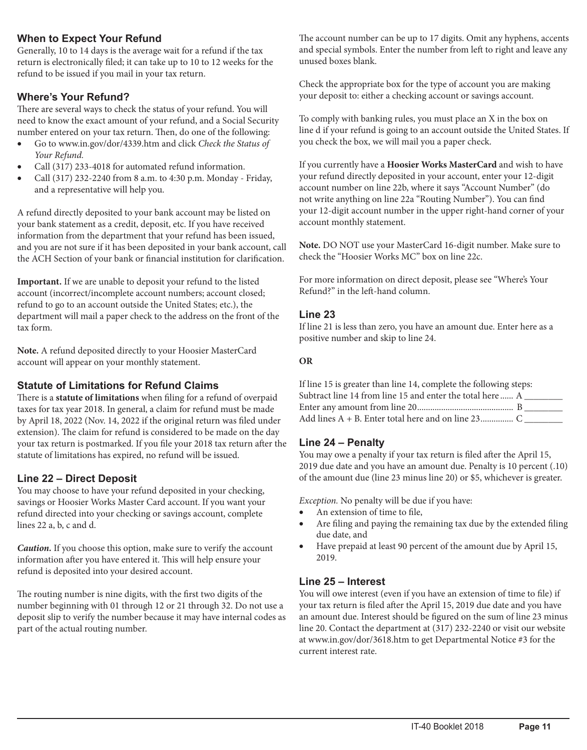### When to Expect Your Refund

Generally, 10 to 14 days is the average wait for a refund if the tax return is electronically filed; it can take up to 10 to 12 weeks for the refund to be issued if you mail in your tax return.

### Where's Your Refund?

There are several ways to check the status of your refund. You will need to know the exact amount of your refund, and a Social Security number entered on your tax return. Then, do one of the following:

- Go to www.in.gov/dor/4339.htm and click *Check the Status of Your Refund.*
- Call (317) 233-4018 for automated refund information.
- Call (317) 232-2240 from 8 a.m. to 4:30 p.m. Monday - Friday, and a representative will help you.

A refund directly deposited to your bank account may be listed on your bank statement as a credit, deposit, etc. If you have received information from the department that your refund has been issued, and you are not sure if it has been deposited in your bank account, call the ACH Section of your bank or financial institution for clarification.

**Important.** If we are unable to deposit your refund to the listed account (incorrect/incomplete account numbers; account closed; refund to go to an account outside the United States; etc.), the department will mail a paper check to the address on the front of the tax form.

**Note.** A refund deposited directly to your Hoosier MasterCard account will appear on your monthly statement.

### Statute of Limitations for Refund Claims

There is a **statute of limitations** when filing for a refund of overpaid taxes for tax year 2018. In general, a claim for refund must be made by April 18, 2022 (Nov. 14, 2022 if the original return was filed under extension). The claim for refund is considered to be made on the day your tax return is postmarked. If you file your 2018 tax return after the statute of limitations has expired, no refund will be issued.

### Line 22 – Direct Deposit

You may choose to have your refund deposited in your checking, savings or Hoosier Works Master Card account. If you want your refund directed into your checking or savings account, complete lines 22 a, b, c and d.

***Caution.*** If you choose this option, make sure to verify the account information after you have entered it. This will help ensure your refund is deposited into your desired account.

The routing number is nine digits, with the first two digits of the number beginning with 01 through 12 or 21 through 32. Do not use a deposit slip to verify the number because it may have internal codes as part of the actual routing number.

The account number can be up to 17 digits. Omit any hyphens, accents and special symbols. Enter the number from left to right and leave any unused boxes blank.

Check the appropriate box for the type of account you are making your deposit to: either a checking account or savings account.

To comply with banking rules, you must place an X in the box on line d if your refund is going to an account outside the United States. If you check the box, we will mail you a paper check.

If you currently have a **Hoosier Works MasterCard** and wish to have your refund directly deposited in your account, enter your 12-digit account number on line 22b, where it says "Account Number" (do not write anything on line 22a "Routing Number"). You can find your 12-digit account number in the upper right-hand corner of your account monthly statement.

**Note.** DO NOT use your MasterCard 16-digit number. Make sure to check the "Hoosier Works MC" box on line 22c.

For more information on direct deposit, please see "Where's Your Refund?" in the left-hand column.

### Line 23

If line 21 is less than zero, you have an amount due. Enter here as a positive number and skip to line 24.

**OR**

If line 15 is greater than line 14, complete the following steps:

Subtract line 14 from line 15 and enter the total here ...... A ________

Enter any amount from line 20 ........................................... B ________

Add lines A + B. Enter total here and on line 23 ............... C ________

### Line 24 – Penalty

You may owe a penalty if your tax return is filed after the April 15, 2019 due date and you have an amount due. Penalty is 10 percent (.10) of the amount due (line 23 minus line 20) or $5, whichever is greater.

*Exception.* No penalty will be due if you have:

- An extension of time to file,
- Are filing and paying the remaining tax due by the extended filing due date, and
- Have prepaid at least 90 percent of the amount due by April 15, 2019.

### Line 25 – Interest

You will owe interest (even if you have an extension of time to file) if your tax return is filed after the April 15, 2019 due date and you have an amount due. Interest should be figured on the sum of line 23 minus line 20. Contact the department at (317) 232-2240 or visit our website at www.in.gov/dor/3618.htm to get Departmental Notice #3 for the current interest rate.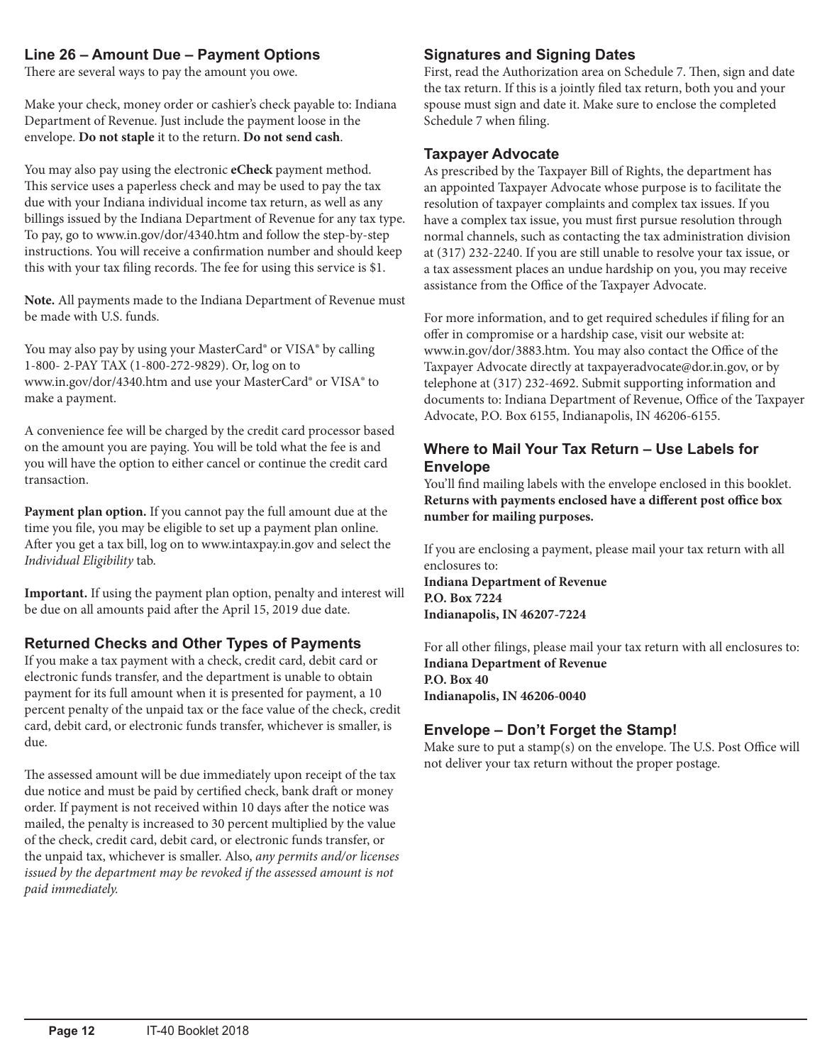## Line 26 – Amount Due – Payment Options

There are several ways to pay the amount you owe.

Make your check, money order or cashier's check payable to: Indiana Department of Revenue. Just include the payment loose in the envelope. **Do not staple** it to the return. **Do not send cash**.

You may also pay using the electronic **eCheck** payment method. This service uses a paperless check and may be used to pay the tax due with your Indiana individual income tax return, as well as any billings issued by the Indiana Department of Revenue for any tax type. To pay, go to www.in.gov/dor/4340.htm and follow the step-by-step instructions. You will receive a confirmation number and should keep this with your tax filing records. The fee for using this service is $1.

**Note.** All payments made to the Indiana Department of Revenue must be made with U.S. funds.

You may also pay by using your MasterCard® or VISA® by calling 1-800- 2-PAY TAX (1-800-272-9829). Or, log on to www.in.gov/dor/4340.htm and use your MasterCard® or VISA® to make a payment.

A convenience fee will be charged by the credit card processor based on the amount you are paying. You will be told what the fee is and you will have the option to either cancel or continue the credit card transaction.

**Payment plan option.** If you cannot pay the full amount due at the time you file, you may be eligible to set up a payment plan online. After you get a tax bill, log on to www.intaxpay.in.gov and select the *Individual Eligibility* tab.

**Important.** If using the payment plan option, penalty and interest will be due on all amounts paid after the April 15, 2019 due date.

## Returned Checks and Other Types of Payments

If you make a tax payment with a check, credit card, debit card or electronic funds transfer, and the department is unable to obtain payment for its full amount when it is presented for payment, a 10 percent penalty of the unpaid tax or the face value of the check, credit card, debit card, or electronic funds transfer, whichever is smaller, is due.

The assessed amount will be due immediately upon receipt of the tax due notice and must be paid by certified check, bank draft or money order. If payment is not received within 10 days after the notice was mailed, the penalty is increased to 30 percent multiplied by the value of the check, credit card, debit card, or electronic funds transfer, or the unpaid tax, whichever is smaller. Also, *any permits and/or licenses issued by the department may be revoked if the assessed amount is not paid immediately.*

## Signatures and Signing Dates

First, read the Authorization area on Schedule 7. Then, sign and date the tax return. If this is a jointly filed tax return, both you and your spouse must sign and date it. Make sure to enclose the completed Schedule 7 when filing.

## Taxpayer Advocate

As prescribed by the Taxpayer Bill of Rights, the department has an appointed Taxpayer Advocate whose purpose is to facilitate the resolution of taxpayer complaints and complex tax issues. If you have a complex tax issue, you must first pursue resolution through normal channels, such as contacting the tax administration division at (317) 232-2240. If you are still unable to resolve your tax issue, or a tax assessment places an undue hardship on you, you may receive assistance from the Office of the Taxpayer Advocate.

For more information, and to get required schedules if filing for an offer in compromise or a hardship case, visit our website at: www.in.gov/dor/3883.htm. You may also contact the Office of the Taxpayer Advocate directly at taxpayeradvocate@dor.in.gov, or by telephone at (317) 232-4692. Submit supporting information and documents to: Indiana Department of Revenue, Office of the Taxpayer Advocate, P.O. Box 6155, Indianapolis, IN 46206-6155.

## Where to Mail Your Tax Return – Use Labels for Envelope

You'll find mailing labels with the envelope enclosed in this booklet. **Returns with payments enclosed have a different post office box number for mailing purposes.**

If you are enclosing a payment, please mail your tax return with all enclosures to:
**Indiana Department of Revenue**
**P.O. Box 7224**
**Indianapolis, IN 46207-7224**

For all other filings, please mail your tax return with all enclosures to:
**Indiana Department of Revenue**
**P.O. Box 40**
**Indianapolis, IN 46206-0040**

## Envelope – Don't Forget the Stamp!

Make sure to put a stamp(s) on the envelope. The U.S. Post Office will not deliver your tax return without the proper postage.